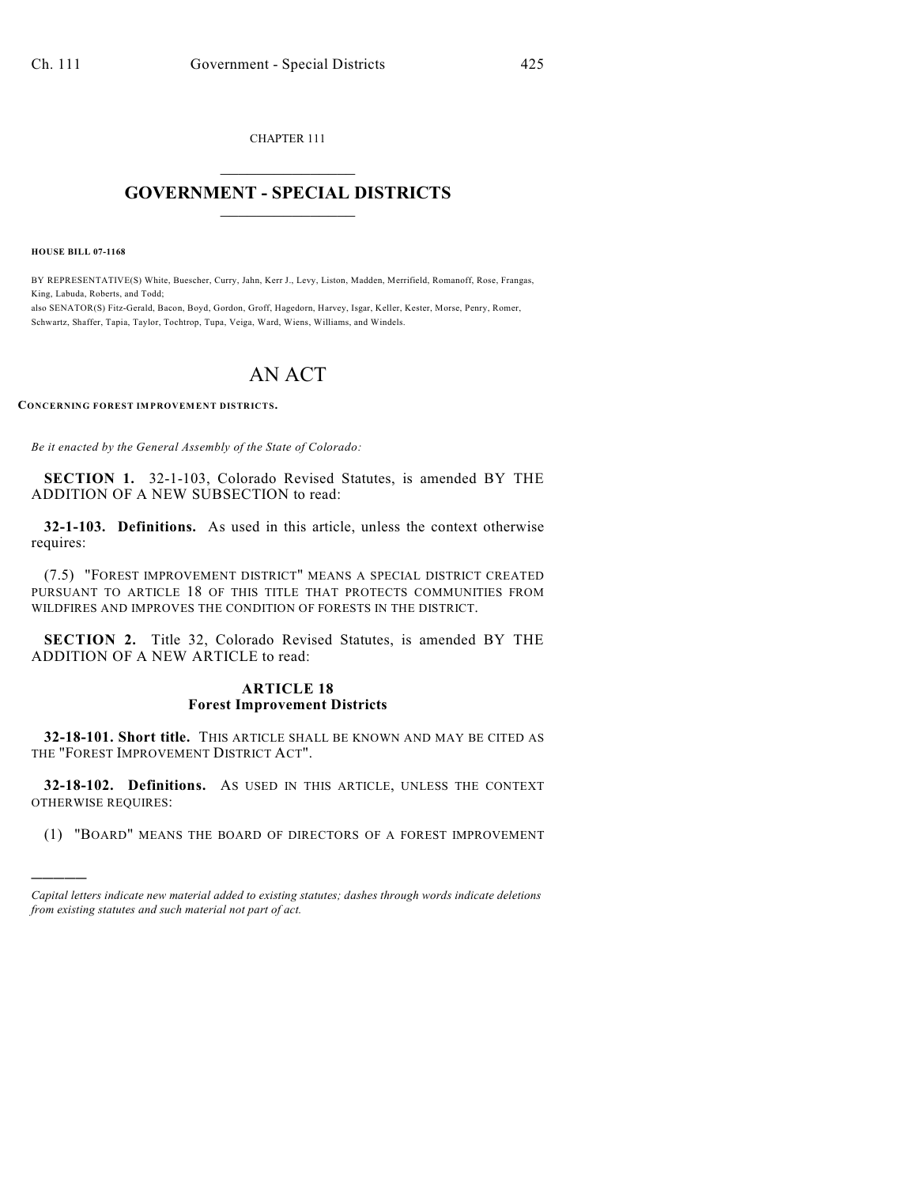CHAPTER 111

# GOVERNMENT - SPECIAL DISTRICTS

**HOUSE BILL 07-1168**

BY REPRESENTATIVE(S) White, Buescher, Curry, Jahn, Kerr J., Levy, Liston, Madden, Merrifield, Romanoff, Rose, Frangas, King, Labuda, Roberts, and Todd;
also SENATOR(S) Fitz-Gerald, Bacon, Boyd, Gordon, Groff, Hagedorn, Harvey, Isgar, Keller, Kester, Morse, Penry, Romer, Schwartz, Shaffer, Tapia, Taylor, Tochtrop, Tupa, Veiga, Ward, Wiens, Williams, and Windels.

# AN ACT

**CONCERNING FOREST IMPROVEMENT DISTRICTS.**

*Be it enacted by the General Assembly of the State of Colorado:*

**SECTION 1.** 32-1-103, Colorado Revised Statutes, is amended BY THE ADDITION OF A NEW SUBSECTION to read:

**32-1-103. Definitions.** As used in this article, unless the context otherwise requires:

(7.5) "FOREST IMPROVEMENT DISTRICT" MEANS A SPECIAL DISTRICT CREATED PURSUANT TO ARTICLE 18 OF THIS TITLE THAT PROTECTS COMMUNITIES FROM WILDFIRES AND IMPROVES THE CONDITION OF FORESTS IN THE DISTRICT.

**SECTION 2.** Title 32, Colorado Revised Statutes, is amended BY THE ADDITION OF A NEW ARTICLE to read:

### ARTICLE 18
### Forest Improvement Districts

**32-18-101. Short title.** THIS ARTICLE SHALL BE KNOWN AND MAY BE CITED AS THE "FOREST IMPROVEMENT DISTRICT ACT".

**32-18-102. Definitions.** AS USED IN THIS ARTICLE, UNLESS THE CONTEXT OTHERWISE REQUIRES:

(1) "BOARD" MEANS THE BOARD OF DIRECTORS OF A FOREST IMPROVEMENT

---

*Capital letters indicate new material added to existing statutes; dashes through words indicate deletions from existing statutes and such material not part of act.*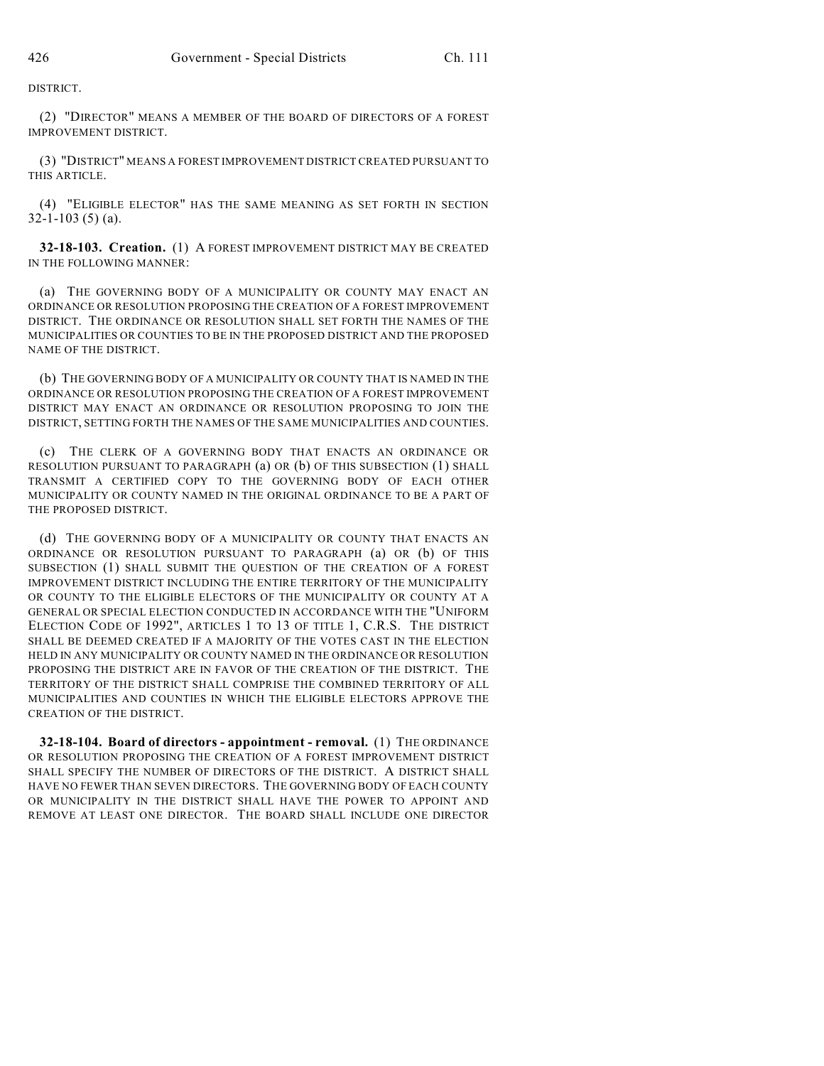DISTRICT.

(2) "DIRECTOR" MEANS A MEMBER OF THE BOARD OF DIRECTORS OF A FOREST IMPROVEMENT DISTRICT.

(3) "DISTRICT" MEANS A FOREST IMPROVEMENT DISTRICT CREATED PURSUANT TO THIS ARTICLE.

(4) "ELIGIBLE ELECTOR" HAS THE SAME MEANING AS SET FORTH IN SECTION 32-1-103 (5) (a).

**32-18-103. Creation.** (1) A FOREST IMPROVEMENT DISTRICT MAY BE CREATED IN THE FOLLOWING MANNER:

(a) THE GOVERNING BODY OF A MUNICIPALITY OR COUNTY MAY ENACT AN ORDINANCE OR RESOLUTION PROPOSING THE CREATION OF A FOREST IMPROVEMENT DISTRICT. THE ORDINANCE OR RESOLUTION SHALL SET FORTH THE NAMES OF THE MUNICIPALITIES OR COUNTIES TO BE IN THE PROPOSED DISTRICT AND THE PROPOSED NAME OF THE DISTRICT.

(b) THE GOVERNING BODY OF A MUNICIPALITY OR COUNTY THAT IS NAMED IN THE ORDINANCE OR RESOLUTION PROPOSING THE CREATION OF A FOREST IMPROVEMENT DISTRICT MAY ENACT AN ORDINANCE OR RESOLUTION PROPOSING TO JOIN THE DISTRICT, SETTING FORTH THE NAMES OF THE SAME MUNICIPALITIES AND COUNTIES.

(c) THE CLERK OF A GOVERNING BODY THAT ENACTS AN ORDINANCE OR RESOLUTION PURSUANT TO PARAGRAPH (a) OR (b) OF THIS SUBSECTION (1) SHALL TRANSMIT A CERTIFIED COPY TO THE GOVERNING BODY OF EACH OTHER MUNICIPALITY OR COUNTY NAMED IN THE ORIGINAL ORDINANCE TO BE A PART OF THE PROPOSED DISTRICT.

(d) THE GOVERNING BODY OF A MUNICIPALITY OR COUNTY THAT ENACTS AN ORDINANCE OR RESOLUTION PURSUANT TO PARAGRAPH (a) OR (b) OF THIS SUBSECTION (1) SHALL SUBMIT THE QUESTION OF THE CREATION OF A FOREST IMPROVEMENT DISTRICT INCLUDING THE ENTIRE TERRITORY OF THE MUNICIPALITY OR COUNTY TO THE ELIGIBLE ELECTORS OF THE MUNICIPALITY OR COUNTY AT A GENERAL OR SPECIAL ELECTION CONDUCTED IN ACCORDANCE WITH THE "UNIFORM ELECTION CODE OF 1992", ARTICLES 1 TO 13 OF TITLE 1, C.R.S. THE DISTRICT SHALL BE DEEMED CREATED IF A MAJORITY OF THE VOTES CAST IN THE ELECTION HELD IN ANY MUNICIPALITY OR COUNTY NAMED IN THE ORDINANCE OR RESOLUTION PROPOSING THE DISTRICT ARE IN FAVOR OF THE CREATION OF THE DISTRICT. THE TERRITORY OF THE DISTRICT SHALL COMPRISE THE COMBINED TERRITORY OF ALL MUNICIPALITIES AND COUNTIES IN WHICH THE ELIGIBLE ELECTORS APPROVE THE CREATION OF THE DISTRICT.

**32-18-104. Board of directors - appointment - removal.** (1) THE ORDINANCE OR RESOLUTION PROPOSING THE CREATION OF A FOREST IMPROVEMENT DISTRICT SHALL SPECIFY THE NUMBER OF DIRECTORS OF THE DISTRICT. A DISTRICT SHALL HAVE NO FEWER THAN SEVEN DIRECTORS. THE GOVERNING BODY OF EACH COUNTY OR MUNICIPALITY IN THE DISTRICT SHALL HAVE THE POWER TO APPOINT AND REMOVE AT LEAST ONE DIRECTOR. THE BOARD SHALL INCLUDE ONE DIRECTOR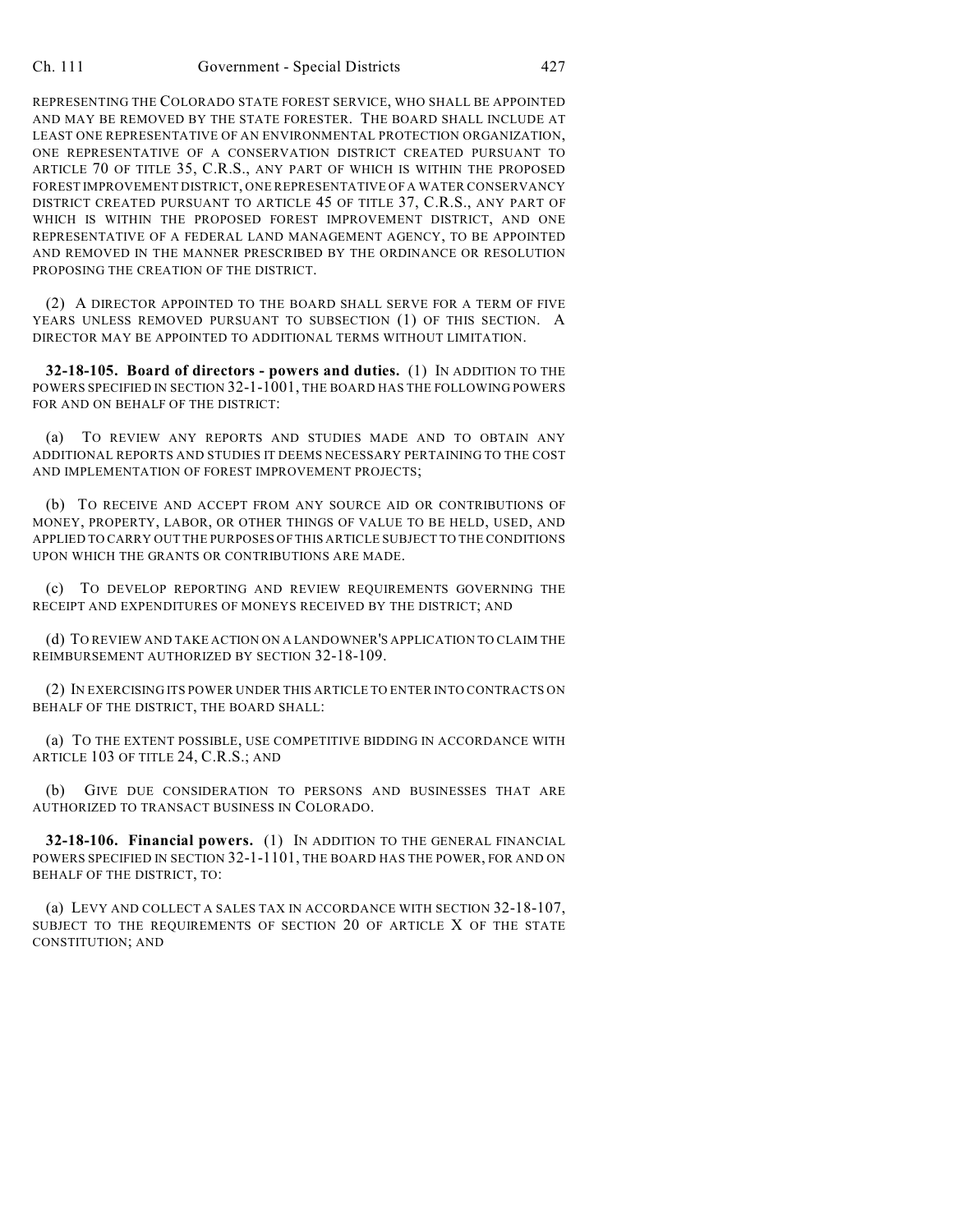REPRESENTING THE COLORADO STATE FOREST SERVICE, WHO SHALL BE APPOINTED AND MAY BE REMOVED BY THE STATE FORESTER. THE BOARD SHALL INCLUDE AT LEAST ONE REPRESENTATIVE OF AN ENVIRONMENTAL PROTECTION ORGANIZATION, ONE REPRESENTATIVE OF A CONSERVATION DISTRICT CREATED PURSUANT TO ARTICLE 70 OF TITLE 35, C.R.S., ANY PART OF WHICH IS WITHIN THE PROPOSED FOREST IMPROVEMENT DISTRICT, ONE REPRESENTATIVE OF A WATER CONSERVANCY DISTRICT CREATED PURSUANT TO ARTICLE 45 OF TITLE 37, C.R.S., ANY PART OF WHICH IS WITHIN THE PROPOSED FOREST IMPROVEMENT DISTRICT, AND ONE REPRESENTATIVE OF A FEDERAL LAND MANAGEMENT AGENCY, TO BE APPOINTED AND REMOVED IN THE MANNER PRESCRIBED BY THE ORDINANCE OR RESOLUTION PROPOSING THE CREATION OF THE DISTRICT.

(2) A DIRECTOR APPOINTED TO THE BOARD SHALL SERVE FOR A TERM OF FIVE YEARS UNLESS REMOVED PURSUANT TO SUBSECTION (1) OF THIS SECTION. A DIRECTOR MAY BE APPOINTED TO ADDITIONAL TERMS WITHOUT LIMITATION.

**32-18-105. Board of directors - powers and duties.** (1) IN ADDITION TO THE POWERS SPECIFIED IN SECTION 32-1-1001, THE BOARD HAS THE FOLLOWING POWERS FOR AND ON BEHALF OF THE DISTRICT:

(a) TO REVIEW ANY REPORTS AND STUDIES MADE AND TO OBTAIN ANY ADDITIONAL REPORTS AND STUDIES IT DEEMS NECESSARY PERTAINING TO THE COST AND IMPLEMENTATION OF FOREST IMPROVEMENT PROJECTS;

(b) TO RECEIVE AND ACCEPT FROM ANY SOURCE AID OR CONTRIBUTIONS OF MONEY, PROPERTY, LABOR, OR OTHER THINGS OF VALUE TO BE HELD, USED, AND APPLIED TO CARRY OUT THE PURPOSES OF THIS ARTICLE SUBJECT TO THE CONDITIONS UPON WHICH THE GRANTS OR CONTRIBUTIONS ARE MADE.

(c) TO DEVELOP REPORTING AND REVIEW REQUIREMENTS GOVERNING THE RECEIPT AND EXPENDITURES OF MONEYS RECEIVED BY THE DISTRICT; AND

(d) TO REVIEW AND TAKE ACTION ON A LANDOWNER'S APPLICATION TO CLAIM THE REIMBURSEMENT AUTHORIZED BY SECTION 32-18-109.

(2) IN EXERCISING ITS POWER UNDER THIS ARTICLE TO ENTER INTO CONTRACTS ON BEHALF OF THE DISTRICT, THE BOARD SHALL:

(a) TO THE EXTENT POSSIBLE, USE COMPETITIVE BIDDING IN ACCORDANCE WITH ARTICLE 103 OF TITLE 24, C.R.S.; AND

(b) GIVE DUE CONSIDERATION TO PERSONS AND BUSINESSES THAT ARE AUTHORIZED TO TRANSACT BUSINESS IN COLORADO.

**32-18-106. Financial powers.** (1) IN ADDITION TO THE GENERAL FINANCIAL POWERS SPECIFIED IN SECTION 32-1-1101, THE BOARD HAS THE POWER, FOR AND ON BEHALF OF THE DISTRICT, TO:

(a) LEVY AND COLLECT A SALES TAX IN ACCORDANCE WITH SECTION 32-18-107, SUBJECT TO THE REQUIREMENTS OF SECTION 20 OF ARTICLE X OF THE STATE CONSTITUTION; AND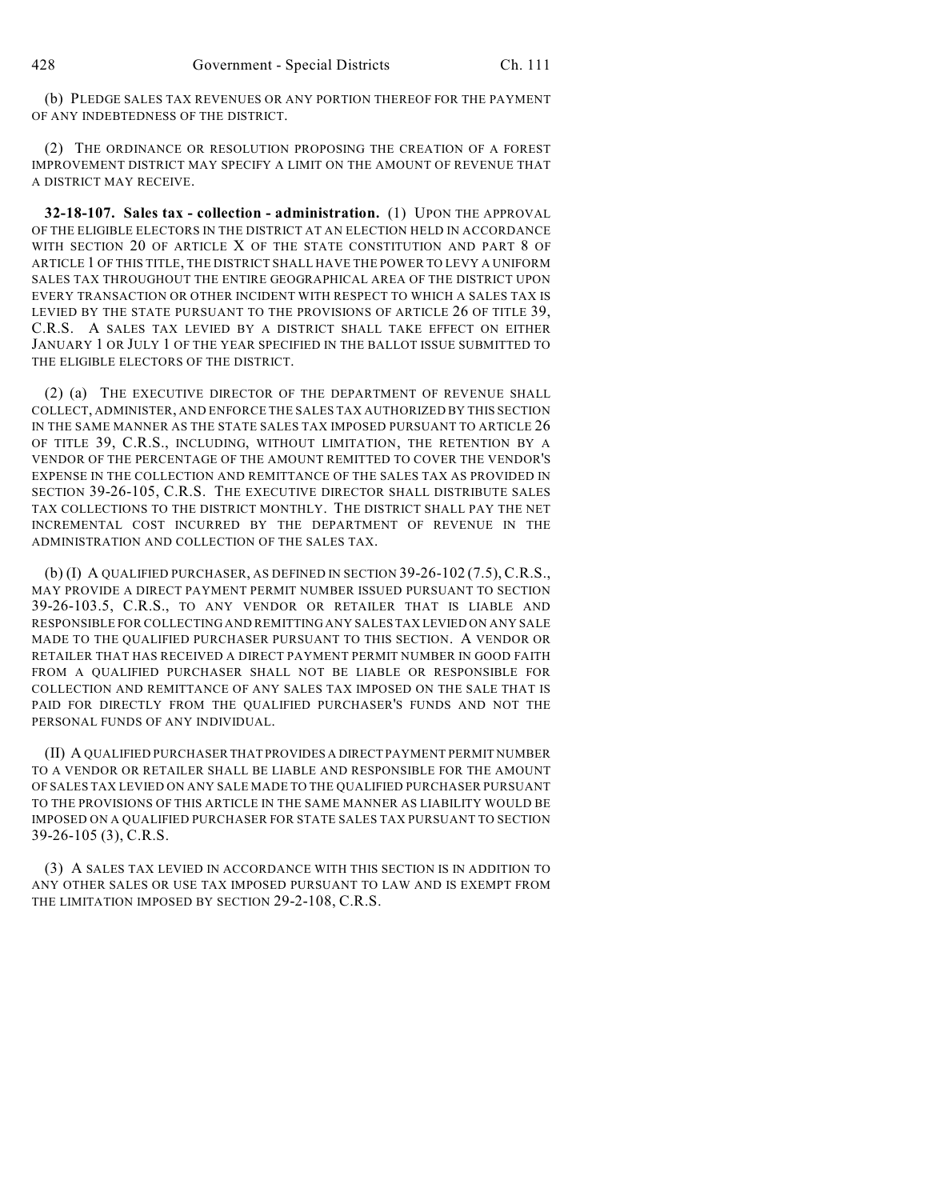(b) PLEDGE SALES TAX REVENUES OR ANY PORTION THEREOF FOR THE PAYMENT OF ANY INDEBTEDNESS OF THE DISTRICT.

(2) THE ORDINANCE OR RESOLUTION PROPOSING THE CREATION OF A FOREST IMPROVEMENT DISTRICT MAY SPECIFY A LIMIT ON THE AMOUNT OF REVENUE THAT A DISTRICT MAY RECEIVE.

**32-18-107. Sales tax - collection - administration.** (1) UPON THE APPROVAL OF THE ELIGIBLE ELECTORS IN THE DISTRICT AT AN ELECTION HELD IN ACCORDANCE WITH SECTION 20 OF ARTICLE X OF THE STATE CONSTITUTION AND PART 8 OF ARTICLE 1 OF THIS TITLE, THE DISTRICT SHALL HAVE THE POWER TO LEVY A UNIFORM SALES TAX THROUGHOUT THE ENTIRE GEOGRAPHICAL AREA OF THE DISTRICT UPON EVERY TRANSACTION OR OTHER INCIDENT WITH RESPECT TO WHICH A SALES TAX IS LEVIED BY THE STATE PURSUANT TO THE PROVISIONS OF ARTICLE 26 OF TITLE 39, C.R.S. A SALES TAX LEVIED BY A DISTRICT SHALL TAKE EFFECT ON EITHER JANUARY 1 OR JULY 1 OF THE YEAR SPECIFIED IN THE BALLOT ISSUE SUBMITTED TO THE ELIGIBLE ELECTORS OF THE DISTRICT.

(2) (a) THE EXECUTIVE DIRECTOR OF THE DEPARTMENT OF REVENUE SHALL COLLECT, ADMINISTER, AND ENFORCE THE SALES TAX AUTHORIZED BY THIS SECTION IN THE SAME MANNER AS THE STATE SALES TAX IMPOSED PURSUANT TO ARTICLE 26 OF TITLE 39, C.R.S., INCLUDING, WITHOUT LIMITATION, THE RETENTION BY A VENDOR OF THE PERCENTAGE OF THE AMOUNT REMITTED TO COVER THE VENDOR'S EXPENSE IN THE COLLECTION AND REMITTANCE OF THE SALES TAX AS PROVIDED IN SECTION 39-26-105, C.R.S. THE EXECUTIVE DIRECTOR SHALL DISTRIBUTE SALES TAX COLLECTIONS TO THE DISTRICT MONTHLY. THE DISTRICT SHALL PAY THE NET INCREMENTAL COST INCURRED BY THE DEPARTMENT OF REVENUE IN THE ADMINISTRATION AND COLLECTION OF THE SALES TAX.

(b) (I) A QUALIFIED PURCHASER, AS DEFINED IN SECTION 39-26-102 (7.5), C.R.S., MAY PROVIDE A DIRECT PAYMENT PERMIT NUMBER ISSUED PURSUANT TO SECTION 39-26-103.5, C.R.S., TO ANY VENDOR OR RETAILER THAT IS LIABLE AND RESPONSIBLE FOR COLLECTING AND REMITTING ANY SALES TAX LEVIED ON ANY SALE MADE TO THE QUALIFIED PURCHASER PURSUANT TO THIS SECTION. A VENDOR OR RETAILER THAT HAS RECEIVED A DIRECT PAYMENT PERMIT NUMBER IN GOOD FAITH FROM A QUALIFIED PURCHASER SHALL NOT BE LIABLE OR RESPONSIBLE FOR COLLECTION AND REMITTANCE OF ANY SALES TAX IMPOSED ON THE SALE THAT IS PAID FOR DIRECTLY FROM THE QUALIFIED PURCHASER'S FUNDS AND NOT THE PERSONAL FUNDS OF ANY INDIVIDUAL.

(II) A QUALIFIED PURCHASER THAT PROVIDES A DIRECT PAYMENT PERMIT NUMBER TO A VENDOR OR RETAILER SHALL BE LIABLE AND RESPONSIBLE FOR THE AMOUNT OF SALES TAX LEVIED ON ANY SALE MADE TO THE QUALIFIED PURCHASER PURSUANT TO THE PROVISIONS OF THIS ARTICLE IN THE SAME MANNER AS LIABILITY WOULD BE IMPOSED ON A QUALIFIED PURCHASER FOR STATE SALES TAX PURSUANT TO SECTION 39-26-105 (3), C.R.S.

(3) A SALES TAX LEVIED IN ACCORDANCE WITH THIS SECTION IS IN ADDITION TO ANY OTHER SALES OR USE TAX IMPOSED PURSUANT TO LAW AND IS EXEMPT FROM THE LIMITATION IMPOSED BY SECTION 29-2-108, C.R.S.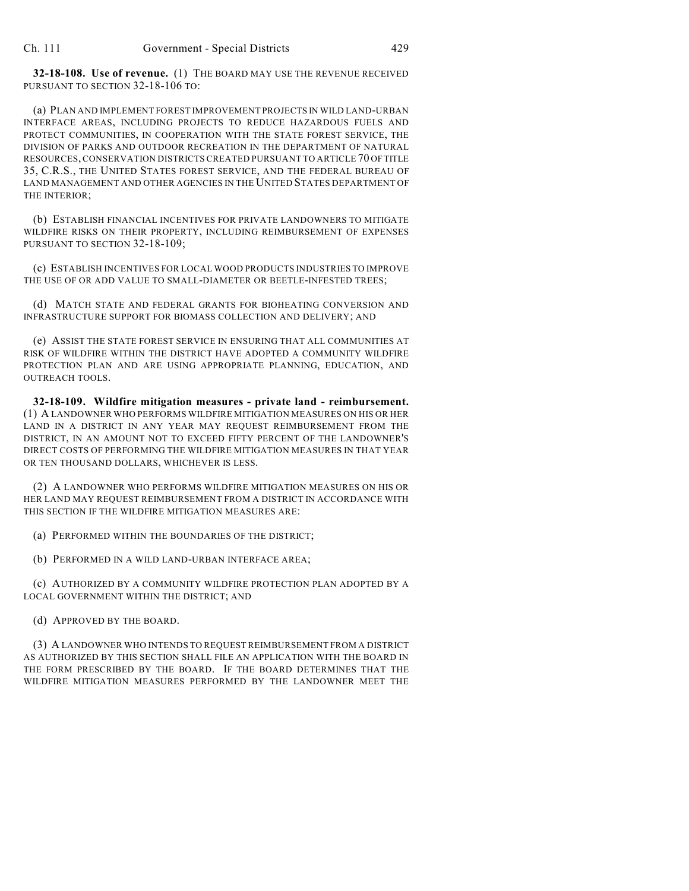**32-18-108. Use of revenue.** (1) THE BOARD MAY USE THE REVENUE RECEIVED PURSUANT TO SECTION 32-18-106 TO:

(a) PLAN AND IMPLEMENT FOREST IMPROVEMENT PROJECTS IN WILD LAND-URBAN INTERFACE AREAS, INCLUDING PROJECTS TO REDUCE HAZARDOUS FUELS AND PROTECT COMMUNITIES, IN COOPERATION WITH THE STATE FOREST SERVICE, THE DIVISION OF PARKS AND OUTDOOR RECREATION IN THE DEPARTMENT OF NATURAL RESOURCES, CONSERVATION DISTRICTS CREATED PURSUANT TO ARTICLE 70 OF TITLE 35, C.R.S., THE UNITED STATES FOREST SERVICE, AND THE FEDERAL BUREAU OF LAND MANAGEMENT AND OTHER AGENCIES IN THE UNITED STATES DEPARTMENT OF THE INTERIOR;

(b) ESTABLISH FINANCIAL INCENTIVES FOR PRIVATE LANDOWNERS TO MITIGATE WILDFIRE RISKS ON THEIR PROPERTY, INCLUDING REIMBURSEMENT OF EXPENSES PURSUANT TO SECTION 32-18-109;

(c) ESTABLISH INCENTIVES FOR LOCAL WOOD PRODUCTS INDUSTRIES TO IMPROVE THE USE OF OR ADD VALUE TO SMALL-DIAMETER OR BEETLE-INFESTED TREES;

(d) MATCH STATE AND FEDERAL GRANTS FOR BIOHEATING CONVERSION AND INFRASTRUCTURE SUPPORT FOR BIOMASS COLLECTION AND DELIVERY; AND

(e) ASSIST THE STATE FOREST SERVICE IN ENSURING THAT ALL COMMUNITIES AT RISK OF WILDFIRE WITHIN THE DISTRICT HAVE ADOPTED A COMMUNITY WILDFIRE PROTECTION PLAN AND ARE USING APPROPRIATE PLANNING, EDUCATION, AND OUTREACH TOOLS.

**32-18-109. Wildfire mitigation measures - private land - reimbursement.** (1) A LANDOWNER WHO PERFORMS WILDFIRE MITIGATION MEASURES ON HIS OR HER LAND IN A DISTRICT IN ANY YEAR MAY REQUEST REIMBURSEMENT FROM THE DISTRICT, IN AN AMOUNT NOT TO EXCEED FIFTY PERCENT OF THE LANDOWNER'S DIRECT COSTS OF PERFORMING THE WILDFIRE MITIGATION MEASURES IN THAT YEAR OR TEN THOUSAND DOLLARS, WHICHEVER IS LESS.

(2) A LANDOWNER WHO PERFORMS WILDFIRE MITIGATION MEASURES ON HIS OR HER LAND MAY REQUEST REIMBURSEMENT FROM A DISTRICT IN ACCORDANCE WITH THIS SECTION IF THE WILDFIRE MITIGATION MEASURES ARE:

(a) PERFORMED WITHIN THE BOUNDARIES OF THE DISTRICT;

(b) PERFORMED IN A WILD LAND-URBAN INTERFACE AREA;

(c) AUTHORIZED BY A COMMUNITY WILDFIRE PROTECTION PLAN ADOPTED BY A LOCAL GOVERNMENT WITHIN THE DISTRICT; AND

(d) APPROVED BY THE BOARD.

(3) A LANDOWNER WHO INTENDS TO REQUEST REIMBURSEMENT FROM A DISTRICT AS AUTHORIZED BY THIS SECTION SHALL FILE AN APPLICATION WITH THE BOARD IN THE FORM PRESCRIBED BY THE BOARD. IF THE BOARD DETERMINES THAT THE WILDFIRE MITIGATION MEASURES PERFORMED BY THE LANDOWNER MEET THE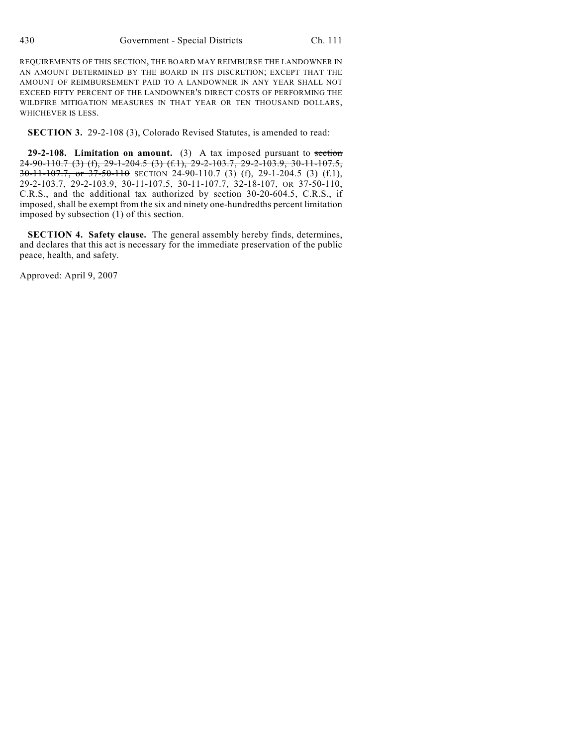REQUIREMENTS OF THIS SECTION, THE BOARD MAY REIMBURSE THE LANDOWNER IN AN AMOUNT DETERMINED BY THE BOARD IN ITS DISCRETION; EXCEPT THAT THE AMOUNT OF REIMBURSEMENT PAID TO A LANDOWNER IN ANY YEAR SHALL NOT EXCEED FIFTY PERCENT OF THE LANDOWNER'S DIRECT COSTS OF PERFORMING THE WILDFIRE MITIGATION MEASURES IN THAT YEAR OR TEN THOUSAND DOLLARS, WHICHEVER IS LESS.

**SECTION 3.** 29-2-108 (3), Colorado Revised Statutes, is amended to read:

**29-2-108. Limitation on amount.** (3) A tax imposed pursuant to ~~section 24-90-110.7 (3) (f), 29-1-204.5 (3) (f.1), 29-2-103.7, 29-2-103.9, 30-11-107.5, 30-11-107.7, or 37-50-110~~ SECTION 24-90-110.7 (3) (f), 29-1-204.5 (3) (f.1), 29-2-103.7, 29-2-103.9, 30-11-107.5, 30-11-107.7, 32-18-107, OR 37-50-110, C.R.S., and the additional tax authorized by section 30-20-604.5, C.R.S., if imposed, shall be exempt from the six and ninety one-hundredths percent limitation imposed by subsection (1) of this section.

**SECTION 4. Safety clause.** The general assembly hereby finds, determines, and declares that this act is necessary for the immediate preservation of the public peace, health, and safety.

Approved: April 9, 2007